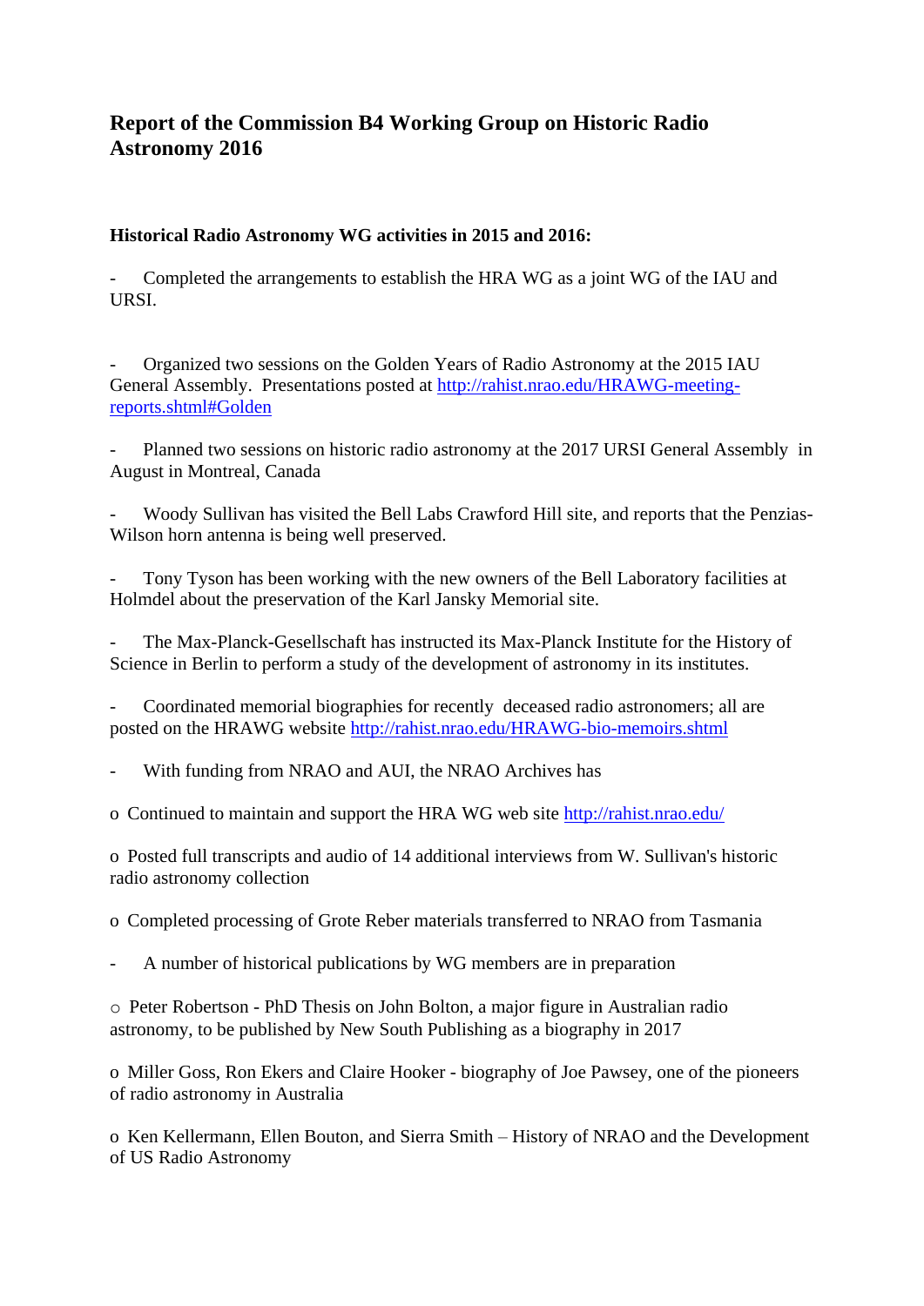# Report of the Commission B4 Working Group on Historic Radio Astronomy 2016

**Historical Radio Astronomy WG activities in 2015 and 2016:**

- Completed the arrangements to establish the HRA WG as a joint WG of the IAU and URSI.

- Organized two sessions on the Golden Years of Radio Astronomy at the 2015 IAU General Assembly. Presentations posted at [http://rahist.nrao.edu/HRAWG-meeting-reports.shtml#Golden](http://rahist.nrao.edu/HRAWG-meeting-reports.shtml#Golden)

- Planned two sessions on historic radio astronomy at the 2017 URSI General Assembly in August in Montreal, Canada

- Woody Sullivan has visited the Bell Labs Crawford Hill site, and reports that the Penzias-Wilson horn antenna is being well preserved.

- Tony Tyson has been working with the new owners of the Bell Laboratory facilities at Holmdel about the preservation of the Karl Jansky Memorial site.

- The Max-Planck-Gesellschaft has instructed its Max-Planck Institute for the History of Science in Berlin to perform a study of the development of astronomy in its institutes.

- Coordinated memorial biographies for recently deceased radio astronomers; all are posted on the HRAWG website [http://rahist.nrao.edu/HRAWG-bio-memoirs.shtml](http://rahist.nrao.edu/HRAWG-bio-memoirs.shtml)

- With funding from NRAO and AUI, the NRAO Archives has
  - Continued to maintain and support the HRA WG web site [http://rahist.nrao.edu/](http://rahist.nrao.edu/)
  - Posted full transcripts and audio of 14 additional interviews from W. Sullivan's historic radio astronomy collection
  - Completed processing of Grote Reber materials transferred to NRAO from Tasmania

- A number of historical publications by WG members are in preparation
  - Peter Robertson - PhD Thesis on John Bolton, a major figure in Australian radio astronomy, to be published by New South Publishing as a biography in 2017
  - Miller Goss, Ron Ekers and Claire Hooker - biography of Joe Pawsey, one of the pioneers of radio astronomy in Australia
  - Ken Kellermann, Ellen Bouton, and Sierra Smith – History of NRAO and the Development of US Radio Astronomy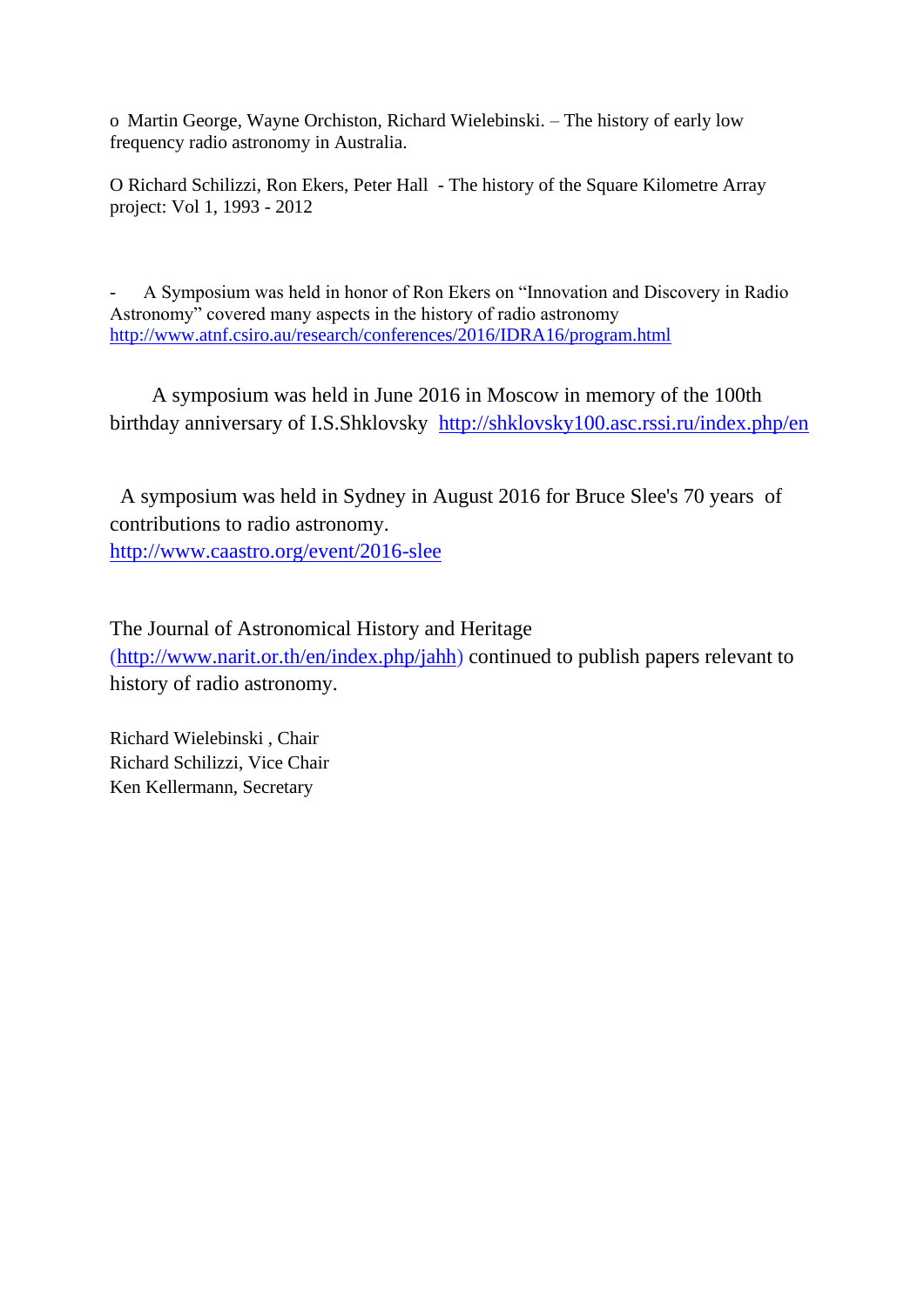o Martin George, Wayne Orchiston, Richard Wielebinski. – The history of early low frequency radio astronomy in Australia.

O Richard Schilizzi, Ron Ekers, Peter Hall - The history of the Square Kilometre Array project: Vol 1, 1993 - 2012

- A Symposium was held in honor of Ron Ekers on "Innovation and Discovery in Radio Astronomy" covered many aspects in the history of radio astronomy http://www.atnf.csiro.au/research/conferences/2016/IDRA16/program.html

A symposium was held in June 2016 in Moscow in memory of the 100th birthday anniversary of I.S.Shklovsky http://shklovsky100.asc.rssi.ru/index.php/en

A symposium was held in Sydney in August 2016 for Bruce Slee's 70 years of contributions to radio astronomy. http://www.caastro.org/event/2016-slee

The Journal of Astronomical History and Heritage (http://www.narit.or.th/en/index.php/jahh) continued to publish papers relevant to history of radio astronomy.

Richard Wielebinski , Chair
Richard Schilizzi, Vice Chair
Ken Kellermann, Secretary